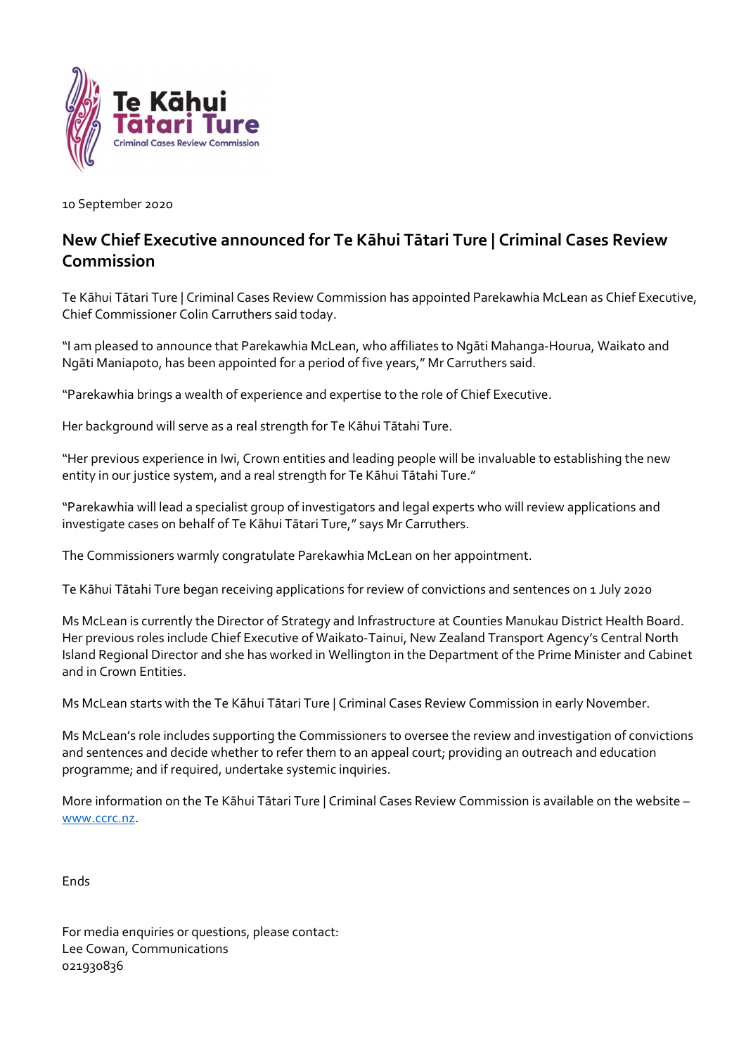Te Kāhui Tātari Ture
Criminal Cases Review Commission

10 September 2020

## New Chief Executive announced for Te Kāhui Tātari Ture | Criminal Cases Review Commission

Te Kāhui Tātari Ture | Criminal Cases Review Commission has appointed Parekawhia McLean as Chief Executive, Chief Commissioner Colin Carruthers said today.

"I am pleased to announce that Parekawhia McLean, who affiliates to Ngāti Mahanga-Hourua, Waikato and Ngāti Maniapoto, has been appointed for a period of five years," Mr Carruthers said.

"Parekawhia brings a wealth of experience and expertise to the role of Chief Executive.

Her background will serve as a real strength for Te Kāhui Tātahi Ture.

"Her previous experience in Iwi, Crown entities and leading people will be invaluable to establishing the new entity in our justice system, and a real strength for Te Kāhui Tātahi Ture."

"Parekawhia will lead a specialist group of investigators and legal experts who will review applications and investigate cases on behalf of Te Kāhui Tātari Ture," says Mr Carruthers.

The Commissioners warmly congratulate Parekawhia McLean on her appointment.

Te Kāhui Tātahi Ture began receiving applications for review of convictions and sentences on 1 July 2020

Ms McLean is currently the Director of Strategy and Infrastructure at Counties Manukau District Health Board. Her previous roles include Chief Executive of Waikato-Tainui, New Zealand Transport Agency's Central North Island Regional Director and she has worked in Wellington in the Department of the Prime Minister and Cabinet and in Crown Entities.

Ms McLean starts with the Te Kāhui Tātari Ture | Criminal Cases Review Commission in early November.

Ms McLean's role includes supporting the Commissioners to oversee the review and investigation of convictions and sentences and decide whether to refer them to an appeal court; providing an outreach and education programme; and if required, undertake systemic inquiries.

More information on the Te Kāhui Tātari Ture | Criminal Cases Review Commission is available on the website – [www.ccrc.nz](http://www.ccrc.nz).

Ends

For media enquiries or questions, please contact:
Lee Cowan, Communications
021930836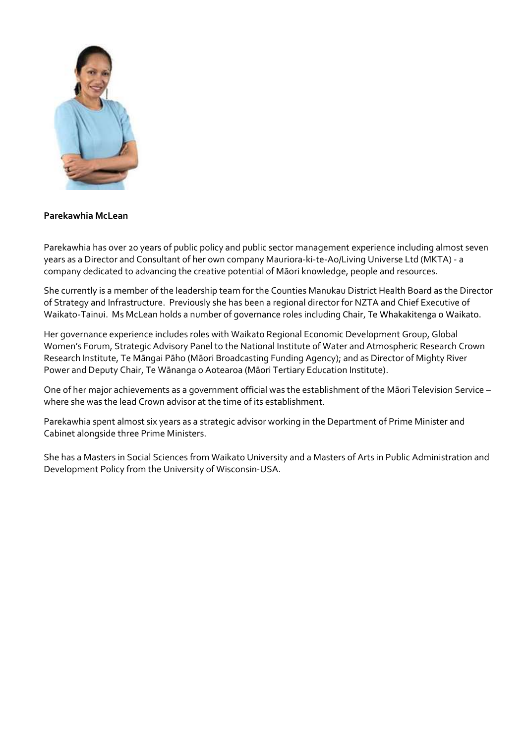**Parekawhia McLean**

Parekawhia has over 20 years of public policy and public sector management experience including almost seven years as a Director and Consultant of her own company Mauriora-ki-te-Ao/Living Universe Ltd (MKTA) - a company dedicated to advancing the creative potential of Māori knowledge, people and resources.

She currently is a member of the leadership team for the Counties Manukau District Health Board as the Director of Strategy and Infrastructure. Previously she has been a regional director for NZTA and Chief Executive of Waikato-Tainui. Ms McLean holds a number of governance roles including Chair, Te Whakakitenga o Waikato.

Her governance experience includes roles with Waikato Regional Economic Development Group, Global Women's Forum, Strategic Advisory Panel to the National Institute of Water and Atmospheric Research Crown Research Institute, Te Māngai Pāho (Māori Broadcasting Funding Agency); and as Director of Mighty River Power and Deputy Chair, Te Wānanga o Aotearoa (Māori Tertiary Education Institute).

One of her major achievements as a government official was the establishment of the Māori Television Service – where she was the lead Crown advisor at the time of its establishment.

Parekawhia spent almost six years as a strategic advisor working in the Department of Prime Minister and Cabinet alongside three Prime Ministers.

She has a Masters in Social Sciences from Waikato University and a Masters of Arts in Public Administration and Development Policy from the University of Wisconsin-USA.